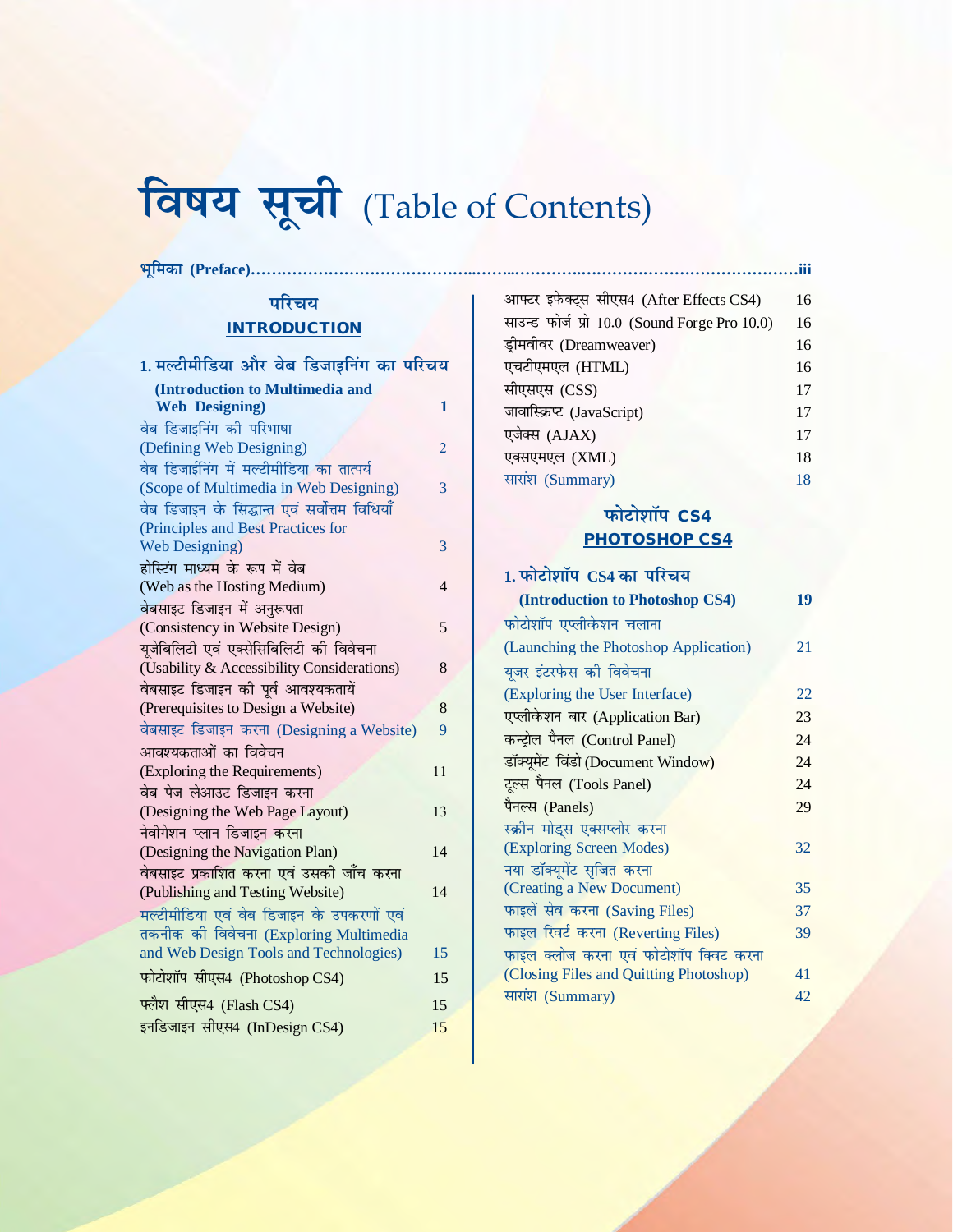# विषय सूची (Table of Contents)

**भूमिका (Preface)..........................................................................................iii**

## परिचय
## INTRODUCTION

| विषय | पृष्ठ |
|---|---|
| **1. मल्टीमीडिया और वेब डिजाइनिंग का परिचय (Introduction to Multimedia and Web Designing)** | **1** |
| वेब डिजाइनिंग की परिभाषा (Defining Web Designing) | 2 |
| वेब डिजाईनिंग में मल्टीमीडिया का तात्पर्य (Scope of Multimedia in Web Designing) | 3 |
| वेब डिजाइन के सिद्धान्त एवं सर्वोत्तम विधियाँ (Principles and Best Practices for Web Designing) | 3 |
| होस्टिंग माध्यम के रूप में वेब (Web as the Hosting Medium) | 4 |
| वेबसाइट डिजाइन में अनुरूपता (Consistency in Website Design) | 5 |
| यूजेबिलिटी एवं एक्सेसिबिलिटी की विवेचना (Usability & Accessibility Considerations) | 8 |
| वेबसाइट डिजाइन की पूर्व आवश्यकतायें (Prerequisites to Design a Website) | 8 |
| वेबसाइट डिजाइन करना (Designing a Website) | 9 |
| आवश्यकताओं का विवेचन (Exploring the Requirements) | 11 |
| वेब पेज लेआउट डिजाइन करना (Designing the Web Page Layout) | 13 |
| नेवीगेशन प्लान डिजाइन करना (Designing the Navigation Plan) | 14 |
| वेबसाइट प्रकाशित करना एवं उसकी जाँच करना (Publishing and Testing Website) | 14 |
| मल्टीमीडिया एवं वेब डिजाइन के उपकरणों एवं तकनीक की विवेचना (Exploring Multimedia and Web Design Tools and Technologies) | 15 |
| फोटोशॉप सीएस4 (Photoshop CS4) | 15 |
| फ्लैश सीएस4 (Flash CS4) | 15 |
| इनडिजाइन सीएस4 (InDesign CS4) | 15 |
| आफ्टर इफेक्ट्स सीएस4 (After Effects CS4) | 16 |
| साउन्ड फोर्ज प्रो 10.0 (Sound Forge Pro 10.0) | 16 |
| ड्रीमवीवर (Dreamweaver) | 16 |
| एचटीएमएल (HTML) | 16 |
| सीएसएस (CSS) | 17 |
| जावास्क्रिप्ट (JavaScript) | 17 |
| एजेक्स (AJAX) | 17 |
| एक्सएमएल (XML) | 18 |
| सारांश (Summary) | 18 |

## फोटोशॉप CS4
## PHOTOSHOP CS4

| विषय | पृष्ठ |
|---|---|
| **1. फोटोशॉप CS4 का परिचय (Introduction to Photoshop CS4)** | **19** |
| फोटोशॉप एप्लीकेशन चलाना (Launching the Photoshop Application) | 21 |
| यूजर इंटरफेस की विवेचना (Exploring the User Interface) | 22 |
| एप्लीकेशन बार (Application Bar) | 23 |
| कन्ट्रोल पैनल (Control Panel) | 24 |
| डॉक्यूमेंट विंडो (Document Window) | 24 |
| टूल्स पैनल (Tools Panel) | 24 |
| पैनल्स (Panels) | 29 |
| स्क्रीन मोड्स एक्सप्लोर करना (Exploring Screen Modes) | 32 |
| नया डॉक्यूमेंट सृजित करना (Creating a New Document) | 35 |
| फाइलें सेव करना (Saving Files) | 37 |
| फाइल रिवर्ट करना (Reverting Files) | 39 |
| फाइल क्लोज करना एवं फोटोशॉप क्विट करना (Closing Files and Quitting Photoshop) | 41 |
| सारांश (Summary) | 42 |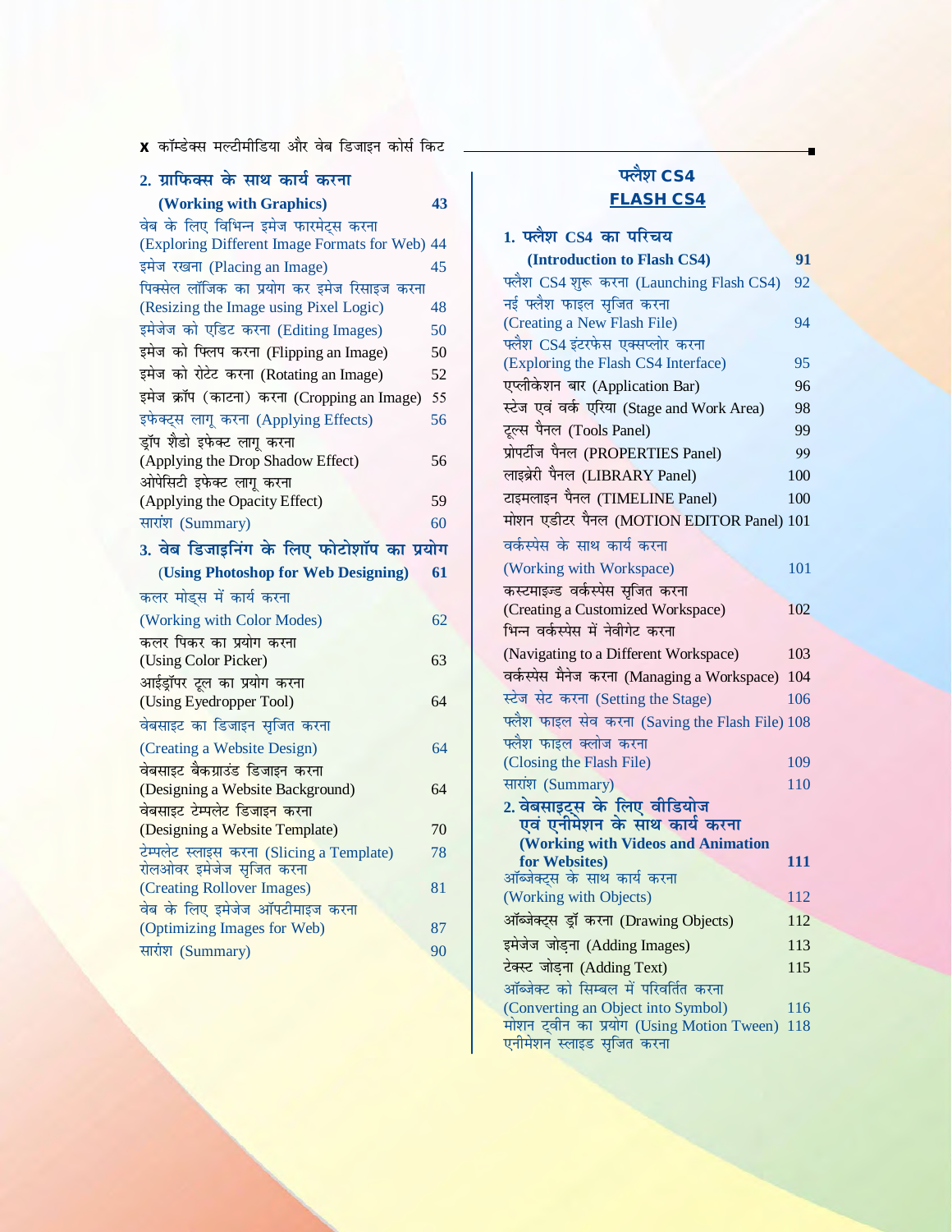## 2. ग्राफिक्स के साथ कार्य करना (Working with Graphics) — 43

- वेब के लिए विभिन्न इमेज फारमेट्स करना (Exploring Different Image Formats for Web) 44
- इमेज रखना (Placing an Image) 45
- पिक्सेल लॉजिक का प्रयोग कर इमेज रिसाइज करना (Resizing the Image using Pixel Logic) 48
- इमेजेज को एडिट करना (Editing Images) 50
- इमेज को फ्लिप करना (Flipping an Image) 50
- इमेज को रोटेट करना (Rotating an Image) 52
- इमेज क्रॉप (काटना) करना (Cropping an Image) 55
- इफेक्ट्स लागू करना (Applying Effects) 56
- ड्रॉप शैडो इफेक्ट लागू करना (Applying the Drop Shadow Effect) 56
- ओपेसिटी इफेक्ट लागू करना (Applying the Opacity Effect) 59
- सारांश (Summary) 60

## 3. वेब डिजाइनिंग के लिए फोटोशॉप का प्रयोग (Using Photoshop for Web Designing) — 61

- कलर मोड्स में कार्य करना (Working with Color Modes) 62
- कलर पिकर का प्रयोग करना (Using Color Picker) 63
- आईड्रॉपर टूल का प्रयोग करना (Using Eyedropper Tool) 64
- वेबसाइट का डिजाइन सृजित करना (Creating a Website Design) 64
- वेबसाइट बैकग्राउंड डिजाइन करना (Designing a Website Background) 64
- वेबसाइट टेम्पलेट डिजाइन करना (Designing a Website Template) 70
- टेम्पलेट स्लाइस करना (Slicing a Template) 78
- रोलओवर इमेजेज सृजित करना (Creating Rollover Images) 81
- वेब के लिए इमेजेज ऑपटीमाइज करना (Optimizing Images for Web) 87
- सारांश (Summary) 90

# फ्लैश CS4

# FLASH CS4

## 1. फ्लैश CS4 का परिचय (Introduction to Flash CS4) — 91

- फ्लैश CS4 शुरू करना (Launching Flash CS4) 92
- नई फ्लैश फाइल सृजित करना (Creating a New Flash File) 94
- फ्लैश CS4 इंटरफेस एक्सप्लोर करना (Exploring the Flash CS4 Interface) 95
- एप्लीकेशन बार (Application Bar) 96
- स्टेज एवं वर्क एरिया (Stage and Work Area) 98
- टूल्स पैनल (Tools Panel) 99
- प्रोपर्टीज पैनल (PROPERTIES Panel) 99
- लाइब्रेरी पैनल (LIBRARY Panel) 100
- टाइमलाइन पैनल (TIMELINE Panel) 100
- मोशन एडीटर पैनल (MOTION EDITOR Panel) 101
- वर्कस्पेस के साथ कार्य करना (Working with Workspace) 101
- कस्टमाइज्ड वर्कस्पेस सृजित करना (Creating a Customized Workspace) 102
- भिन्न वर्कस्पेस में नेवीगेट करना (Navigating to a Different Workspace) 103
- वर्कस्पेस मैनेज करना (Managing a Workspace) 104
- स्टेज सेट करना (Setting the Stage) 106
- फ्लैश फाइल सेव करना (Saving the Flash File) 108
- फ्लैश फाइल क्लोज करना (Closing the Flash File) 109
- सारांश (Summary) 110

## 2. वेबसाइट्स के लिए वीडियोज एवं एनीमेशन के साथ कार्य करना (Working with Videos and Animation for Websites) — 111

- ऑब्जेक्ट्स के साथ कार्य करना (Working with Objects) 112
- ऑब्जेक्ट्स ड्रॉ करना (Drawing Objects) 112
- इमेजेज जोड़ना (Adding Images) 113
- टेक्स्ट जोड़ना (Adding Text) 115
- ऑब्जेक्ट को सिम्बल में परिवर्तित करना (Converting an Object into Symbol) 116
- मोशन ट्वीन का प्रयोग (Using Motion Tween) 118
- एनीमेशन स्लाइड सृजित करना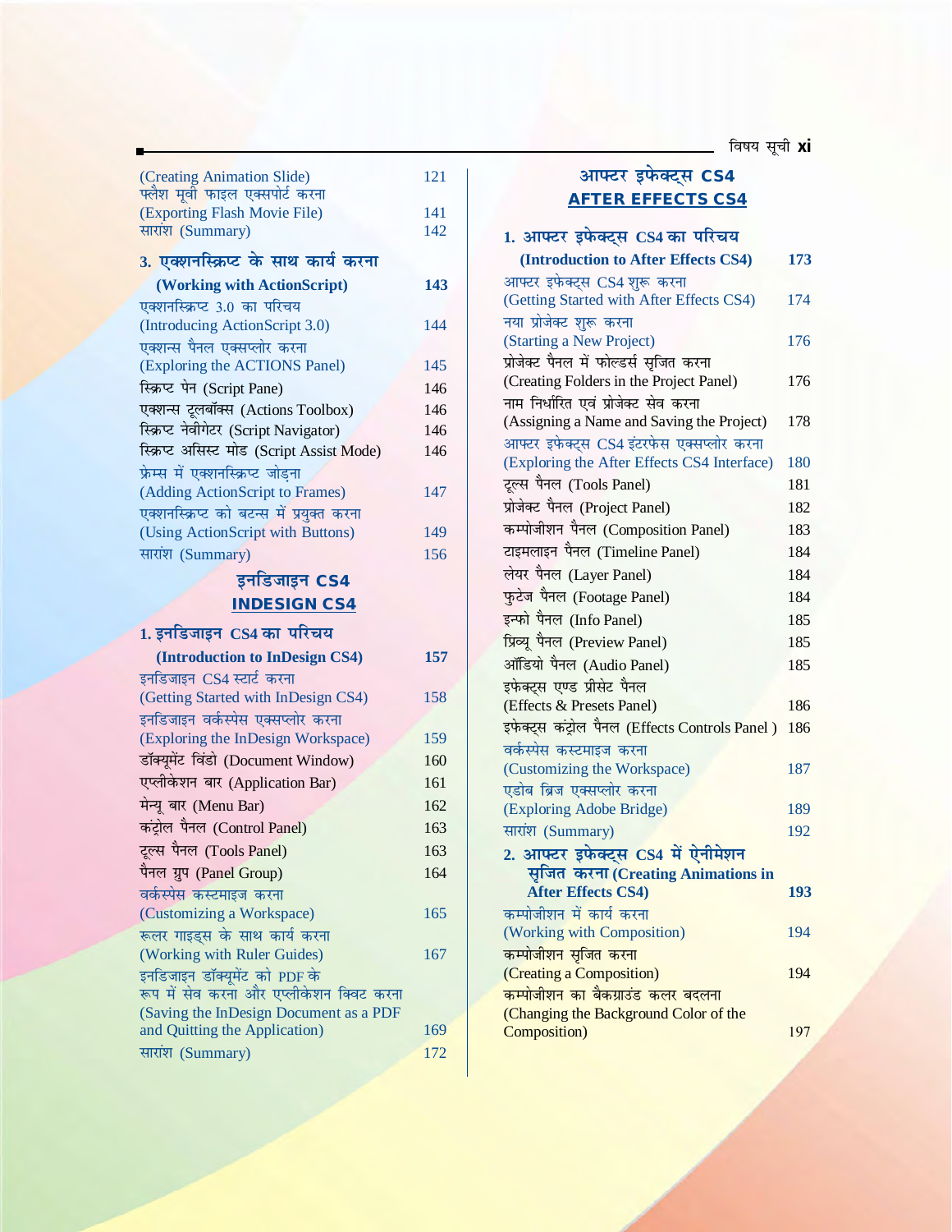| | |
|---|---|
| (Creating Animation Slide) | 121 |
| फ्लैश मूवी फाइल एक्सपोर्ट करना (Exporting Flash Movie File) | 141 |
| सारांश (Summary) | 142 |
| **3. एक्शनस्क्रिप्ट के साथ कार्य करना (Working with ActionScript)** | **143** |
| एक्शनस्क्रिप्ट 3.0 का परिचय (Introducing ActionScript 3.0) | 144 |
| एक्शन्स पैनल एक्सप्लोर करना (Exploring the ACTIONS Panel) | 145 |
| स्क्रिप्ट पेन (Script Pane) | 146 |
| एक्शन्स टूलबॉक्स (Actions Toolbox) | 146 |
| स्क्रिप्ट नेवीगेटर (Script Navigator) | 146 |
| स्क्रिप्ट असिस्ट मोड (Script Assist Mode) | 146 |
| फ्रेम्स में एक्शनस्क्रिप्ट जोड़ना (Adding ActionScript to Frames) | 147 |
| एक्शनस्क्रिप्ट को बटन्स में प्रयुक्त करना (Using ActionScript with Buttons) | 149 |
| सारांश (Summary) | 156 |

## इनडिजाइन CS4
## INDESIGN CS4

| | |
|---|---|
| **1. इनडिजाइन CS4 का परिचय (Introduction to InDesign CS4)** | **157** |
| इनडिजाइन CS4 स्टार्ट करना (Getting Started with InDesign CS4) | 158 |
| इनडिजाइन वर्कस्पेस एक्सप्लोर करना (Exploring the InDesign Workspace) | 159 |
| डॉक्यूमेंट विंडो (Document Window) | 160 |
| एप्लीकेशन बार (Application Bar) | 161 |
| मेन्यू बार (Menu Bar) | 162 |
| कंट्रोल पैनल (Control Panel) | 163 |
| टूल्स पैनल (Tools Panel) | 163 |
| पैनल ग्रुप (Panel Group) | 164 |
| वर्कस्पेस कस्टमाइज करना (Customizing a Workspace) | 165 |
| रूलर गाइड्स के साथ कार्य करना (Working with Ruler Guides) | 167 |
| इनडिजाइन डॉक्यूमेंट को PDF के रूप में सेव करना और एप्लीकेशन क्विट करना (Saving the InDesign Document as a PDF and Quitting the Application) | 169 |
| सारांश (Summary) | 172 |

## आफ्टर इफेक्ट्स CS4
## AFTER EFFECTS CS4

| | |
|---|---|
| **1. आफ्टर इफेक्ट्स CS4 का परिचय (Introduction to After Effects CS4)** | **173** |
| आफ्टर इफेक्ट्स CS4 शुरू करना (Getting Started with After Effects CS4) | 174 |
| नया प्रोजेक्ट शुरू करना (Starting a New Project) | 176 |
| प्रोजेक्ट पैनल में फोल्डर्स सृजित करना (Creating Folders in the Project Panel) | 176 |
| नाम निर्धारित एवं प्रोजेक्ट सेव करना (Assigning a Name and Saving the Project) | 178 |
| आफ्टर इफेक्ट्स CS4 इंटरफेस एक्सप्लोर करना (Exploring the After Effects CS4 Interface) | 180 |
| टूल्स पैनल (Tools Panel) | 181 |
| प्रोजेक्ट पैनल (Project Panel) | 182 |
| कम्पोजीशन पैनल (Composition Panel) | 183 |
| टाइमलाइन पैनल (Timeline Panel) | 184 |
| लेयर पैनल (Layer Panel) | 184 |
| फुटेज पैनल (Footage Panel) | 184 |
| इन्फो पैनल (Info Panel) | 185 |
| प्रिव्यू पैनल (Preview Panel) | 185 |
| ऑडियो पैनल (Audio Panel) | 185 |
| इफेक्ट्स एण्ड प्रीसेट पैनल (Effects & Presets Panel) | 186 |
| इफेक्ट्स कंट्रोल पैनल (Effects Controls Panel ) | 186 |
| वर्कस्पेस कस्टमाइज करना (Customizing the Workspace) | 187 |
| एडोब ब्रिज एक्सप्लोर करना (Exploring Adobe Bridge) | 189 |
| सारांश (Summary) | 192 |
| **2. आफ्टर इफेक्ट्स CS4 में ऐनीमेशन सृजित करना (Creating Animations in After Effects CS4)** | **193** |
| कम्पोजीशन में कार्य करना (Working with Composition) | 194 |
| कम्पोजीशन सृजित करना (Creating a Composition) | 194 |
| कम्पोजीशन का बैकग्राउंड कलर बदलना (Changing the Background Color of the Composition) | 197 |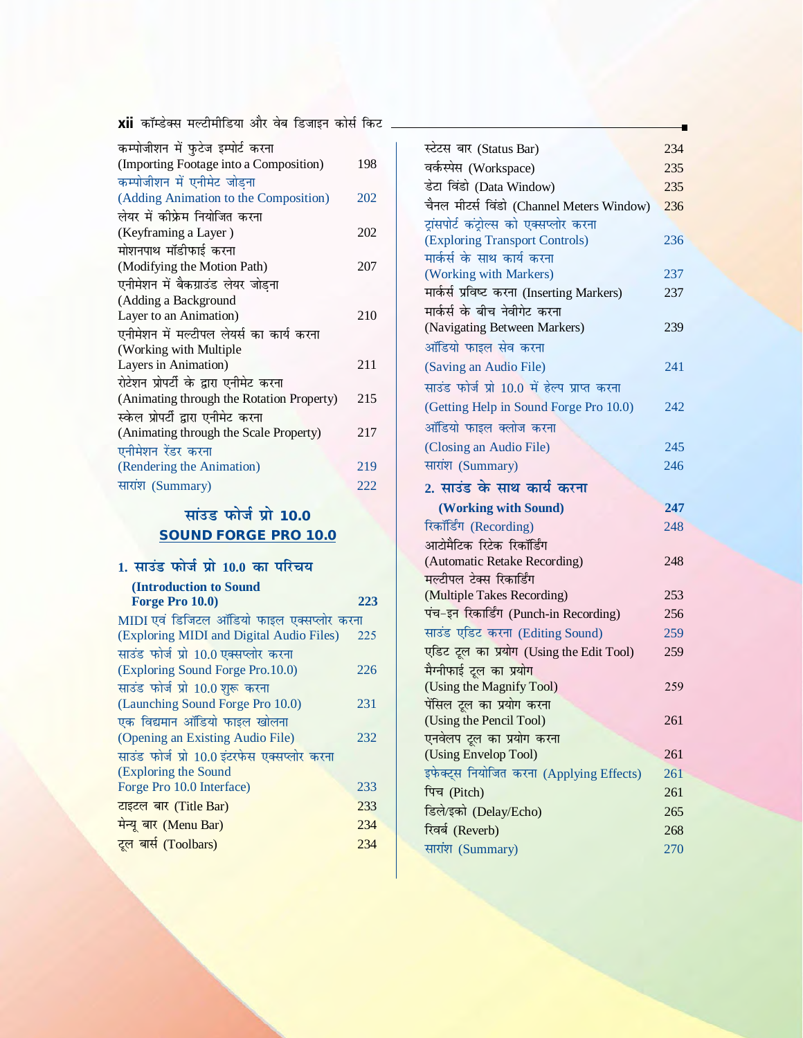| | |
|---|---|
| कम्पोजीशन में फुटेज इम्पोर्ट करना (Importing Footage into a Composition) | 198 |
| कम्पोजीशन में एनीमेट जोड़ना (Adding Animation to the Composition) | 202 |
| लेयर में कीफ्रेम नियोजित करना (Keyframing a Layer ) | 202 |
| मोशनपाथ मॉडीफाई करना (Modifying the Motion Path) | 207 |
| एनीमेशन में बैकग्राउंड लेयर जोड़ना (Adding a Background Layer to an Animation) | 210 |
| एनीमेशन में मल्टीपल लेयर्स का कार्य करना (Working with Multiple Layers in Animation) | 211 |
| रोटेशन प्रोपर्टी के द्वारा एनीमेट करना (Animating through the Rotation Property) | 215 |
| स्केल प्रोपर्टी द्वारा एनीमेट करना (Animating through the Scale Property) | 217 |
| एनीमेशन रेंडर करना (Rendering the Animation) | 219 |
| सारांश (Summary) | 222 |

## सांउड फोर्ज प्रो 10.0
## SOUND FORGE PRO 10.0

| | |
|---|---|
| **1. साउंड फोर्ज प्रो 10.0 का परिचय (Introduction to Sound Forge Pro 10.0)** | **223** |
| MIDI एवं डिजिटल ऑडियो फाइल एक्सप्लोर करना (Exploring MIDI and Digital Audio Files) | 225 |
| साउंड फोर्ज प्रो 10.0 एक्सप्लोर करना (Exploring Sound Forge Pro.10.0) | 226 |
| साउंड फोर्ज प्रो 10.0 शुरू करना (Launching Sound Forge Pro 10.0) | 231 |
| एक विद्यमान ऑडियो फाइल खोलना (Opening an Existing Audio File) | 232 |
| साउंड फोर्ज प्रो 10.0 इंटरफेस एक्सप्लोर करना (Exploring the Sound Forge Pro 10.0 Interface) | 233 |
| टाइटल बार (Title Bar) | 233 |
| मेन्यू बार (Menu Bar) | 234 |
| टूल बार्स (Toolbars) | 234 |
| स्टेटस बार (Status Bar) | 234 |
| वर्कस्पेस (Workspace) | 235 |
| डेटा विंडो (Data Window) | 235 |
| चैनल मीटर्स विंडो (Channel Meters Window) | 236 |
| ट्रांसपोर्ट कंट्रोल्स को एक्सप्लोर करना (Exploring Transport Controls) | 236 |
| मार्कर्स के साथ कार्य करना (Working with Markers) | 237 |
| मार्कर्स प्रविष्ट करना (Inserting Markers) | 237 |
| मार्कर्स के बीच नेवीगेट करना (Navigating Between Markers) | 239 |
| ऑडियो फाइल सेव करना (Saving an Audio File) | 241 |
| साउंड फोर्ज प्रो 10.0 में हेल्प प्राप्त करना (Getting Help in Sound Forge Pro 10.0) | 242 |
| ऑडियो फाइल क्लोज करना (Closing an Audio File) | 245 |
| सारांश (Summary) | 246 |
| **2. साउंड के साथ कार्य करना (Working with Sound)** | **247** |
| रिकॉर्डिंग (Recording) | 248 |
| आटोमैटिक रिटेक रिकॉर्डिंग (Automatic Retake Recording) | 248 |
| मल्टीपल टेक्स रिकार्डिंग (Multiple Takes Recording) | 253 |
| पंच-इन रिकार्डिंग (Punch-in Recording) | 256 |
| साउंड एडिट करना (Editing Sound) | 259 |
| एडिट टूल का प्रयोग (Using the Edit Tool) | 259 |
| मैग्नीफाई टूल का प्रयोग (Using the Magnify Tool) | 259 |
| पेंसिल टूल का प्रयोग करना (Using the Pencil Tool) | 261 |
| एनवेलप टूल का प्रयोग करना (Using Envelop Tool) | 261 |
| इफेक्ट्स नियोजित करना (Applying Effects) | 261 |
| पिच (Pitch) | 261 |
| डिले/इको (Delay/Echo) | 265 |
| रिवर्ब (Reverb) | 268 |
| सारांश (Summary) | 270 |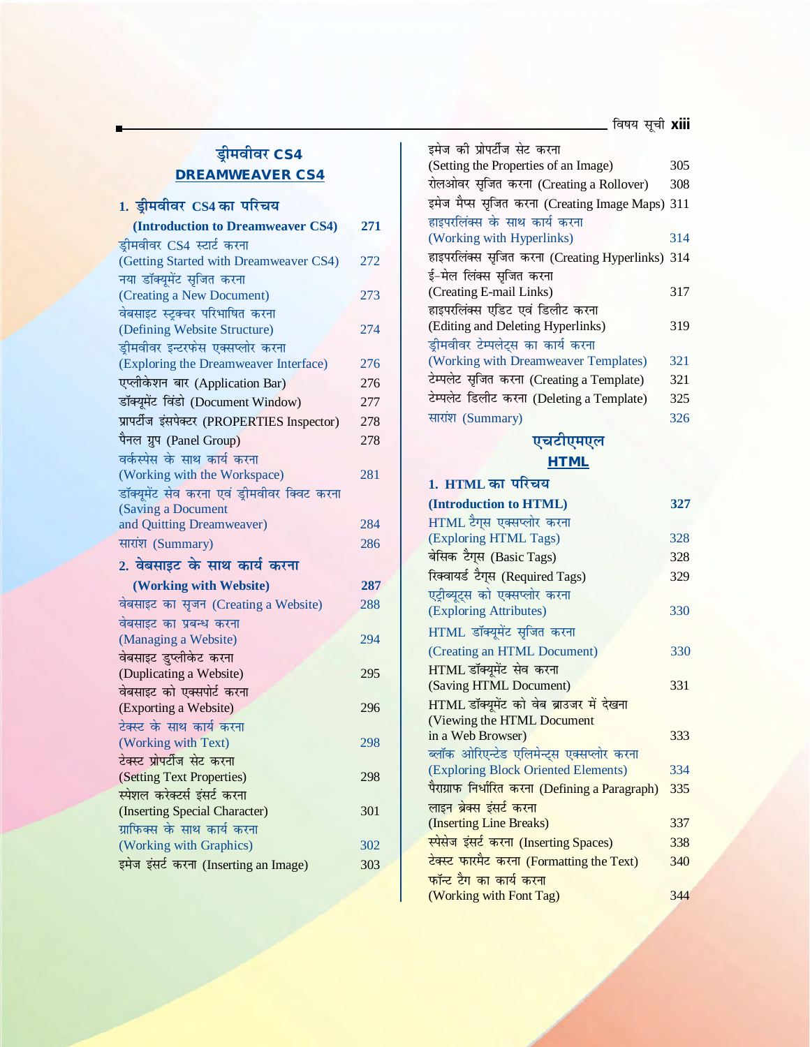## ड्रीमवीवर CS4
## DREAMWEAVER CS4

### 1. ड्रीमवीवर CS4 का परिचय

**(Introduction to Dreamweaver CS4)** — **271**

ड्रीमवीवर CS4 स्टार्ट करना (Getting Started with Dreamweaver CS4) — 272
नया डॉक्यूमेंट सृजित करना (Creating a New Document) — 273
वेबसाइट स्ट्रक्चर परिभाषित करना (Defining Website Structure) — 274
ड्रीमवीवर इन्टरफेस एक्सप्लोर करना (Exploring the Dreamweaver Interface) — 276
एप्लीकेशन बार (Application Bar) — 276
डॉक्यूमेंट विंडो (Document Window) — 277
प्रापर्टीज इंसपेक्टर (PROPERTIES Inspector) — 278
पैनल ग्रुप (Panel Group) — 278
वर्कस्पेस के साथ कार्य करना (Working with the Workspace) — 281
डॉक्यूमेंट सेव करना एवं ड्रीमवीवर क्विट करना (Saving a Document and Quitting Dreamweaver) — 284
सारांश (Summary) — 286

### 2. वेबसाइट के साथ कार्य करना

**(Working with Website)** — **287**

वेबसाइट का सृजन (Creating a Website) — 288
वेबसाइट का प्रबन्ध करना (Managing a Website) — 294
वेबसाइट डुप्लीकेट करना (Duplicating a Website) — 295
वेबसाइट को एक्सपोर्ट करना (Exporting a Website) — 296
टेक्स्ट के साथ कार्य करना (Working with Text) — 298
टेक्स्ट प्रोपर्टीज सेट करना (Setting Text Properties) — 298
स्पेशल करेक्टर्स इंसर्ट करना (Inserting Special Character) — 301
ग्राफिक्स के साथ कार्य करना (Working with Graphics) — 302
इमेज इंसर्ट करना (Inserting an Image) — 303
इमेज की प्रोपर्टीज सेट करना (Setting the Properties of an Image) — 305
रोलओवर सृजित करना (Creating a Rollover) — 308
इमेज मैप्स सृजित करना (Creating Image Maps) — 311
हाइपरलिंक्स के साथ कार्य करना (Working with Hyperlinks) — 314
हाइपरलिंक्स सृजित करना (Creating Hyperlinks) — 314
ई-मेल लिंक्स सृजित करना (Creating E-mail Links) — 317
हाइपरलिंक्स एडिट एवं डिलीट करना (Editing and Deleting Hyperlinks) — 319
ड्रीमवीवर टेम्पलेट्स का कार्य करना (Working with Dreamweaver Templates) — 321
टेम्पलेट सृजित करना (Creating a Template) — 321
टेम्पलेट डिलीट करना (Deleting a Template) — 325
सारांश (Summary) — 326

## एचटीएमएल
## HTML

### 1. HTML का परिचय

**(Introduction to HTML)** — **327**

HTML टैग्स एक्सप्लोर करना (Exploring HTML Tags) — 328
बेसिक टैग्स (Basic Tags) — 328
रिक्वायर्ड टैग्स (Required Tags) — 329
एट्रीब्यूट्स को एक्सप्लोर करना (Exploring Attributes) — 330
HTML डॉक्यूमेंट सृजित करना (Creating an HTML Document) — 330
HTML डॉक्यूमेंट सेव करना (Saving HTML Document) — 331
HTML डॉक्यूमेंट को वेब ब्राउजर में देखना (Viewing the HTML Document in a Web Browser) — 333
ब्लॉक ओरिएन्टेड एलिमेन्ट्स एक्सप्लोर करना (Exploring Block Oriented Elements) — 334
पैराग्राफ निर्धारित करना (Defining a Paragraph) — 335
लाइन ब्रेक्स इंसर्ट करना (Inserting Line Breaks) — 337
स्पेसेज इंसर्ट करना (Inserting Spaces) — 338
टेक्स्ट फारमैट करना (Formatting the Text) — 340
फॉन्ट टैग का कार्य करना (Working with Font Tag) — 344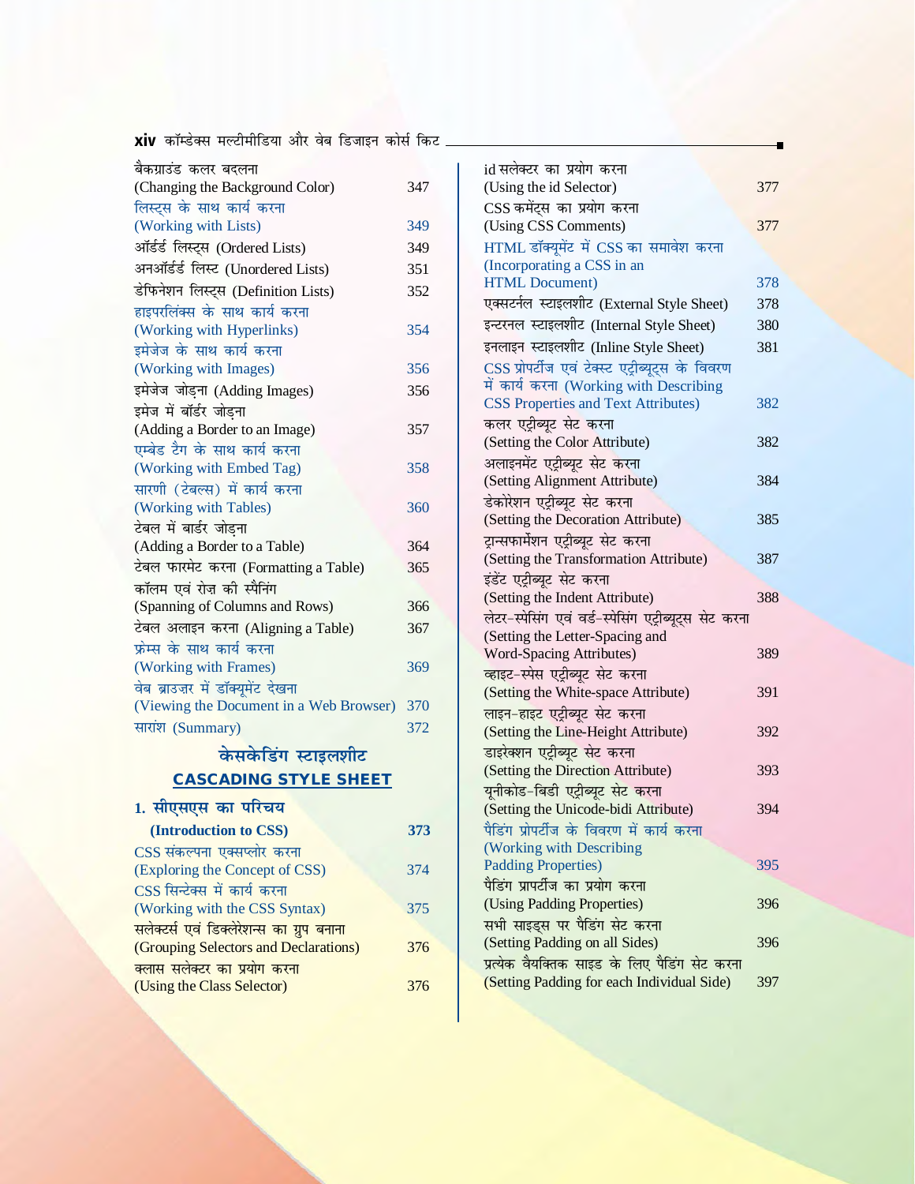| | |
|---|---|
| बैकग्राउंड कलर बदलना (Changing the Background Color) | 347 |
| लिस्ट्स के साथ कार्य करना (Working with Lists) | 349 |
| ऑर्डर्ड लिस्ट्स (Ordered Lists) | 349 |
| अनऑर्डर्ड लिस्ट (Unordered Lists) | 351 |
| डेफिनेशन लिस्ट्स (Definition Lists) | 352 |
| हाइपरलिंक्स के साथ कार्य करना (Working with Hyperlinks) | 354 |
| इमेजेज के साथ कार्य करना (Working with Images) | 356 |
| इमेजेज जोड़ना (Adding Images) | 356 |
| इमेज में बॉर्डर जोड़ना (Adding a Border to an Image) | 357 |
| एम्बेड टैग के साथ कार्य करना (Working with Embed Tag) | 358 |
| सारणी (टेबल्स) में कार्य करना (Working with Tables) | 360 |
| टेबल में बार्डर जोड़ना (Adding a Border to a Table) | 364 |
| टेबल फारमेट करना (Formatting a Table) | 365 |
| कॉलम एवं रोज़ की स्पैनिंग (Spanning of Columns and Rows) | 366 |
| टेबल अलाइन करना (Aligning a Table) | 367 |
| फ्रेम्स के साथ कार्य करना (Working with Frames) | 369 |
| वेब ब्राउज़र में डॉक्यूमेंट देखना (Viewing the Document in a Web Browser) | 370 |
| सारांश (Summary) | 372 |

## केसकेडिंग स्टाइलशीट
## CASCADING STYLE SHEET

| | |
|---|---|
| **1. सीएसएस का परिचय (Introduction to CSS)** | **373** |
| CSS संकल्पना एक्सप्लोर करना (Exploring the Concept of CSS) | 374 |
| CSS सिन्टेक्स में कार्य करना (Working with the CSS Syntax) | 375 |
| सलेक्टर्स एवं डिक्लेरेशन्स का ग्रुप बनाना (Grouping Selectors and Declarations) | 376 |
| क्लास सलेक्टर का प्रयोग करना (Using the Class Selector) | 376 |
| id सलेक्टर का प्रयोग करना (Using the id Selector) | 377 |
| CSS कमेंट्स का प्रयोग करना (Using CSS Comments) | 377 |
| HTML डॉक्यूमेंट में CSS का समावेश करना (Incorporating a CSS in an HTML Document) | 378 |
| एक्सटर्नल स्टाइलशीट (External Style Sheet) | 378 |
| इन्टरनल स्टाइलशीट (Internal Style Sheet) | 380 |
| इनलाइन स्टाइलशीट (Inline Style Sheet) | 381 |
| CSS प्रोपर्टीज एवं टेक्स्ट एट्रीब्यूट्स के विवरण में कार्य करना (Working with Describing CSS Properties and Text Attributes) | 382 |
| कलर एट्रीब्यूट सेट करना (Setting the Color Attribute) | 382 |
| अलाइनमेंट एट्रीब्यूट सेट करना (Setting Alignment Attribute) | 384 |
| डेकोरेशन एट्रीब्यूट सेट करना (Setting the Decoration Attribute) | 385 |
| ट्रान्सफार्मेशन एट्रीब्यूट सेट करना (Setting the Transformation Attribute) | 387 |
| इंडेंट एट्रीब्यूट सेट करना (Setting the Indent Attribute) | 388 |
| लेटर-स्पेसिंग एवं वर्ड-स्पेसिंग एट्रीब्यूट्स सेट करना (Setting the Letter-Spacing and Word-Spacing Attributes) | 389 |
| व्हाइट-स्पेस एट्रीब्यूट सेट करना (Setting the White-space Attribute) | 391 |
| लाइन-हाइट एट्रीब्यूट सेट करना (Setting the Line-Height Attribute) | 392 |
| डाइरेक्शन एट्रीब्यूट सेट करना (Setting the Direction Attribute) | 393 |
| यूनीकोड-बिडी एट्रीब्यूट सेट करना (Setting the Unicode-bidi Attribute) | 394 |
| पैडिंग प्रोपर्टीज के विवरण में कार्य करना (Working with Describing Padding Properties) | 395 |
| पैडिंग प्रापर्टीज का प्रयोग करना (Using Padding Properties) | 396 |
| सभी साइड्स पर पैडिंग सेट करना (Setting Padding on all Sides) | 396 |
| प्रत्येक वैयक्तिक साइड के लिए पैडिंग सेट करना (Setting Padding for each Individual Side) | 397 |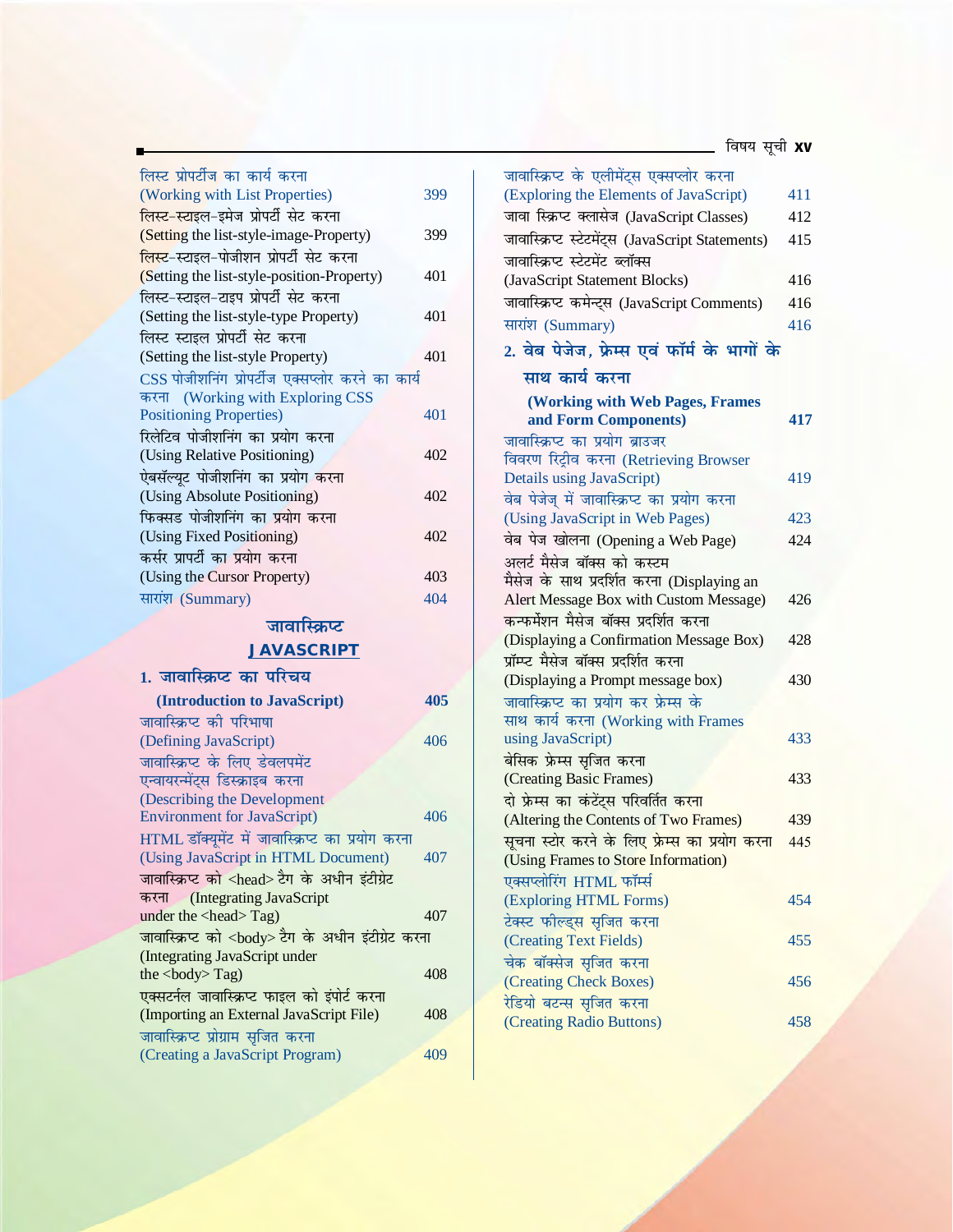| | |
|---|---|
| लिस्ट प्रोपर्टीज का कार्य करना (Working with List Properties) | 399 |
| लिस्ट-स्टाइल-इमेज प्रोपर्टी सेट करना (Setting the list-style-image-Property) | 399 |
| लिस्ट-स्टाइल-पोजीशन प्रोपर्टी सेट करना (Setting the list-style-position-Property) | 401 |
| लिस्ट-स्टाइल-टाइप प्रोपर्टी सेट करना (Setting the list-style-type Property) | 401 |
| लिस्ट स्टाइल प्रोपर्टी सेट करना (Setting the list-style Property) | 401 |
| CSS पोजीशनिंग प्रोपर्टीज एक्सप्लोर करने का कार्य करना (Working with Exploring CSS Positioning Properties) | 401 |
| रिलेटिव पोजीशनिंग का प्रयोग करना (Using Relative Positioning) | 402 |
| ऐबसॅल्यूट पोजीशनिंग का प्रयोग करना (Using Absolute Positioning) | 402 |
| फिक्सड पोजीशनिंग का प्रयोग करना (Using Fixed Positioning) | 402 |
| कर्सर प्रापर्टी का प्रयोग करना (Using the Cursor Property) | 403 |
| सारांश (Summary) | 404 |

## जावास्क्रिप्ट
## JAVASCRIPT

| | |
|---|---|
| **1. जावास्क्रिप्ट का परिचय (Introduction to JavaScript)** | **405** |
| जावास्क्रिप्ट की परिभाषा (Defining JavaScript) | 406 |
| जावास्क्रिप्ट के लिए डेवलपमेंट एन्वायरन्मेंट्स डिस्क्राइब करना (Describing the Development Environment for JavaScript) | 406 |
| HTML डॉक्यूमेंट में जावास्क्रिप्ट का प्रयोग करना (Using JavaScript in HTML Document) | 407 |
| जावास्क्रिप्ट को <head> टैग के अधीन इंटीग्रेट करना (Integrating JavaScript under the <head> Tag) | 407 |
| जावास्क्रिप्ट को <body> टैग के अधीन इंटीग्रेट करना (Integrating JavaScript under the <body> Tag) | 408 |
| एक्सटर्नल जावास्क्रिप्ट फाइल को इंपोर्ट करना (Importing an External JavaScript File) | 408 |
| जावास्क्रिप्ट प्रोग्राम सृजित करना (Creating a JavaScript Program) | 409 |
| जावास्क्रिप्ट के एलीमेंट्स एक्सप्लोर करना (Exploring the Elements of JavaScript) | 411 |
| जावा स्क्रिप्ट क्लासेज (JavaScript Classes) | 412 |
| जावास्क्रिप्ट स्टेटमेंट्स (JavaScript Statements) | 415 |
| जावास्क्रिप्ट स्टेटमेंट ब्लॉक्स (JavaScript Statement Blocks) | 416 |
| जावास्क्रिप्ट कमेन्ट्स (JavaScript Comments) | 416 |
| सारांश (Summary) | 416 |
| **2. वेब पेजेज, फ्रेम्स एवं फॉर्म के भागों के साथ कार्य करना (Working with Web Pages, Frames and Form Components)** | **417** |
| जावास्क्रिप्ट का प्रयोग ब्राउजर विवरण रिट्रीव करना (Retrieving Browser Details using JavaScript) | 419 |
| वेब पेजेज् में जावास्क्रिप्ट का प्रयोग करना (Using JavaScript in Web Pages) | 423 |
| वेब पेज खोलना (Opening a Web Page) | 424 |
| अलर्ट मैसेज बॉक्स को कस्टम मैसेज के साथ प्रदर्शित करना (Displaying an Alert Message Box with Custom Message) | 426 |
| कन्फर्मेशन मैसेज बॉक्स प्रदर्शित करना (Displaying a Confirmation Message Box) | 428 |
| प्रॉम्प्ट मैसेज बॉक्स प्रदर्शित करना (Displaying a Prompt message box) | 430 |
| जावास्क्रिप्ट का प्रयोग कर फ्रेम्स के साथ कार्य करना (Working with Frames using JavaScript) | 433 |
| बेसिक फ्रेम्स सृजित करना (Creating Basic Frames) | 433 |
| दो फ्रेम्स का कंटेंट्स परिवर्तित करना (Altering the Contents of Two Frames) | 439 |
| सूचना स्टोर करने के लिए फ्रेम्स का प्रयोग करना (Using Frames to Store Information) | 445 |
| एक्सप्लोरिंग HTML फॉर्म्स (Exploring HTML Forms) | 454 |
| टेक्स्ट फील्ड्स सृजित करना (Creating Text Fields) | 455 |
| चेक बॉक्सेज सृजित करना (Creating Check Boxes) | 456 |
| रेडियो बटन्स सृजित करना (Creating Radio Buttons) | 458 |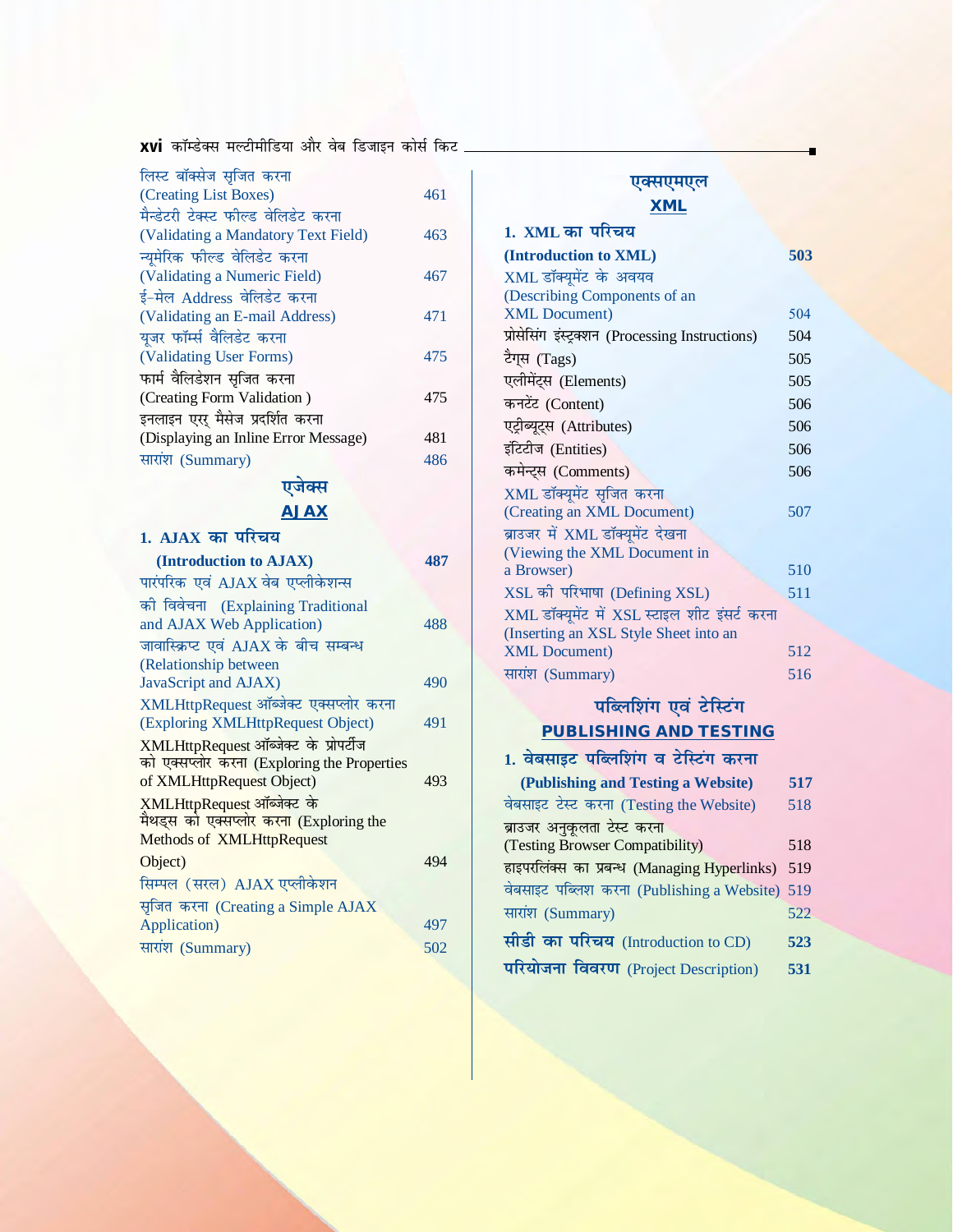| | |
|---|---|
| लिस्ट बॉक्सेज सृजित करना (Creating List Boxes) | 461 |
| मैन्डेटरी टेक्स्ट फील्ड वेलिडेट करना (Validating a Mandatory Text Field) | 463 |
| न्यूमेरिक फील्ड वेलिडेट करना (Validating a Numeric Field) | 467 |
| ई-मेल Address वेलिडेट करना (Validating an E-mail Address) | 471 |
| यूजर फॉर्म्स वैलिडेट करना (Validating User Forms) | 475 |
| फार्म वैलिडेशन सृजित करना (Creating Form Validation ) | 475 |
| इनलाइन एरर मैसेज प्रदर्शित करना (Displaying an Inline Error Message) | 481 |
| सारांश (Summary) | 486 |

## एजेक्स
## AJAX

| | |
|---|---|
| **1. AJAX का परिचय (Introduction to AJAX)** | **487** |
| पारंपरिक एवं AJAX वेब एप्लीकेशन्स की विवेचना (Explaining Traditional and AJAX Web Application) | 488 |
| जावास्क्रिप्ट एवं AJAX के बीच सम्बन्ध (Relationship between JavaScript and AJAX) | 490 |
| XMLHttpRequest ऑब्जेक्ट एक्सप्लोर करना (Exploring XMLHttpRequest Object) | 491 |
| XMLHttpRequest ऑब्जेक्ट के प्रोपर्टीज को एक्सप्लोर करना (Exploring the Properties of XMLHttpRequest Object) | 493 |
| XMLHttpRequest ऑब्जेक्ट के मैथड्स को एक्सप्लोर करना (Exploring the Methods of XMLHttpRequest Object) | 494 |
| सिम्पल (सरल) AJAX एप्लीकेशन सृजित करना (Creating a Simple AJAX Application) | 497 |
| सारांश (Summary) | 502 |

## एक्सएमएल
## XML

| | |
|---|---|
| **1. XML का परिचय (Introduction to XML)** | **503** |
| XML डॉक्यूमेंट के अवयव (Describing Components of an XML Document) | 504 |
| प्रोसेसिंग इंस्ट्रक्शन (Processing Instructions) | 504 |
| टैग्स (Tags) | 505 |
| एलीमेंट्स (Elements) | 505 |
| कनटेंट (Content) | 506 |
| एट्रीब्यूट्स (Attributes) | 506 |
| इंटिटीज (Entities) | 506 |
| कमेन्ट्स (Comments) | 506 |
| XML डॉक्यूमेंट सृजित करना (Creating an XML Document) | 507 |
| ब्राउजर में XML डॉक्यूमेंट देखना (Viewing the XML Document in a Browser) | 510 |
| XSL की परिभाषा (Defining XSL) | 511 |
| XML डॉक्यूमेंट में XSL स्टाइल शीट इंसर्ट करना (Inserting an XSL Style Sheet into an XML Document) | 512 |
| सारांश (Summary) | 516 |

## पब्लिशिंग एवं टेस्टिंग
## PUBLISHING AND TESTING

| | |
|---|---|
| **1. वेबसाइट पब्लिशिंग व टेस्टिंग करना (Publishing and Testing a Website)** | **517** |
| वेबसाइट टेस्ट करना (Testing the Website) | 518 |
| ब्राउजर अनुकूलता टेस्ट करना (Testing Browser Compatibility) | 518 |
| हाइपरलिंक्स का प्रबन्ध (Managing Hyperlinks) | 519 |
| वेबसाइट पब्लिश करना (Publishing a Website) | 519 |
| सारांश (Summary) | 522 |
| **सीडी का परिचय** (Introduction to CD) | **523** |
| **परियोजना विवरण** (Project Description) | **531** |